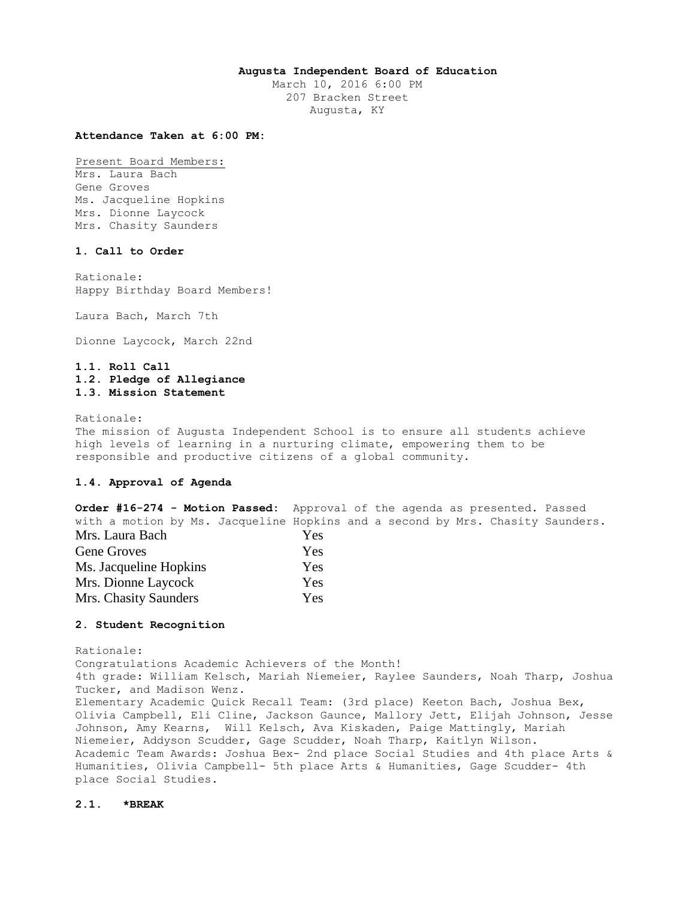**Augusta Independent Board of Education**
March 10, 2016 6:00 PM
207 Bracken Street
Augusta, KY

**Attendance Taken at 6:00 PM:**

Present Board Members:
Mrs. Laura Bach
Gene Groves
Ms. Jacqueline Hopkins
Mrs. Dionne Laycock
Mrs. Chasity Saunders

### 1. Call to Order

Rationale:
Happy Birthday Board Members!

Laura Bach, March 7th

Dionne Laycock, March 22nd

**1.1. Roll Call**
**1.2. Pledge of Allegiance**
**1.3. Mission Statement**

Rationale:
The mission of Augusta Independent School is to ensure all students achieve high levels of learning in a nurturing climate, empowering them to be responsible and productive citizens of a global community.

**1.4. Approval of Agenda**

**Order #16-274 - Motion Passed:** Approval of the agenda as presented. Passed with a motion by Ms. Jacqueline Hopkins and a second by Mrs. Chasity Saunders.

| | |
|---|---|
| Mrs. Laura Bach | Yes |
| Gene Groves | Yes |
| Ms. Jacqueline Hopkins | Yes |
| Mrs. Dionne Laycock | Yes |
| Mrs. Chasity Saunders | Yes |

### 2. Student Recognition

Rationale:
Congratulations Academic Achievers of the Month!
4th grade: William Kelsch, Mariah Niemeier, Raylee Saunders, Noah Tharp, Joshua Tucker, and Madison Wenz.
Elementary Academic Quick Recall Team: (3rd place) Keeton Bach, Joshua Bex, Olivia Campbell, Eli Cline, Jackson Gaunce, Mallory Jett, Elijah Johnson, Jesse Johnson, Amy Kearns, Will Kelsch, Ava Kiskaden, Paige Mattingly, Mariah Niemeier, Addyson Scudder, Gage Scudder, Noah Tharp, Kaitlyn Wilson.
Academic Team Awards: Joshua Bex- 2nd place Social Studies and 4th place Arts & Humanities, Olivia Campbell- 5th place Arts & Humanities, Gage Scudder- 4th place Social Studies.

**2.1. *BREAK**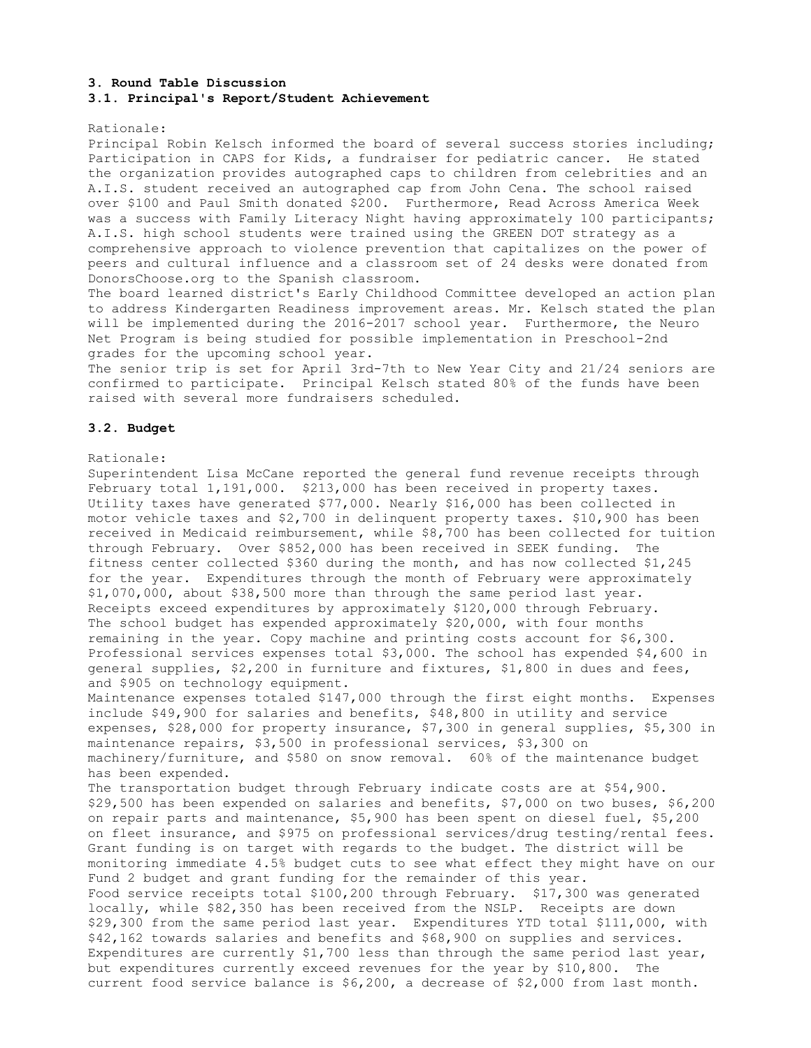**3. Round Table Discussion**

**3.1. Principal's Report/Student Achievement**

Rationale:

Principal Robin Kelsch informed the board of several success stories including; Participation in CAPS for Kids, a fundraiser for pediatric cancer. He stated the organization provides autographed caps to children from celebrities and an A.I.S. student received an autographed cap from John Cena. The school raised over $100 and Paul Smith donated $200. Furthermore, Read Across America Week was a success with Family Literacy Night having approximately 100 participants; A.I.S. high school students were trained using the GREEN DOT strategy as a comprehensive approach to violence prevention that capitalizes on the power of peers and cultural influence and a classroom set of 24 desks were donated from DonorsChoose.org to the Spanish classroom.

The board learned district's Early Childhood Committee developed an action plan to address Kindergarten Readiness improvement areas. Mr. Kelsch stated the plan will be implemented during the 2016-2017 school year. Furthermore, the Neuro Net Program is being studied for possible implementation in Preschool-2nd grades for the upcoming school year.

The senior trip is set for April 3rd-7th to New Year City and 21/24 seniors are confirmed to participate. Principal Kelsch stated 80% of the funds have been raised with several more fundraisers scheduled.

**3.2. Budget**

Rationale:

Superintendent Lisa McCane reported the general fund revenue receipts through February total 1,191,000. $213,000 has been received in property taxes. Utility taxes have generated $77,000. Nearly $16,000 has been collected in motor vehicle taxes and $2,700 in delinquent property taxes. $10,900 has been received in Medicaid reimbursement, while $8,700 has been collected for tuition through February. Over $852,000 has been received in SEEK funding. The fitness center collected $360 during the month, and has now collected $1,245 for the year. Expenditures through the month of February were approximately $1,070,000, about $38,500 more than through the same period last year. Receipts exceed expenditures by approximately $120,000 through February. The school budget has expended approximately $20,000, with four months remaining in the year. Copy machine and printing costs account for $6,300. Professional services expenses total $3,000. The school has expended $4,600 in general supplies, $2,200 in furniture and fixtures, $1,800 in dues and fees, and $905 on technology equipment.

Maintenance expenses totaled $147,000 through the first eight months. Expenses include $49,900 for salaries and benefits, $48,800 in utility and service expenses, $28,000 for property insurance, $7,300 in general supplies, $5,300 in maintenance repairs, $3,500 in professional services, $3,300 on machinery/furniture, and $580 on snow removal. 60% of the maintenance budget has been expended.

The transportation budget through February indicate costs are at $54,900. $29,500 has been expended on salaries and benefits, $7,000 on two buses, $6,200 on repair parts and maintenance, $5,900 has been spent on diesel fuel, $5,200 on fleet insurance, and $975 on professional services/drug testing/rental fees. Grant funding is on target with regards to the budget. The district will be monitoring immediate 4.5% budget cuts to see what effect they might have on our Fund 2 budget and grant funding for the remainder of this year.

Food service receipts total $100,200 through February. $17,300 was generated locally, while $82,350 has been received from the NSLP. Receipts are down $29,300 from the same period last year. Expenditures YTD total $111,000, with $42,162 towards salaries and benefits and $68,900 on supplies and services. Expenditures are currently $1,700 less than through the same period last year, but expenditures currently exceed revenues for the year by $10,800. The current food service balance is $6,200, a decrease of $2,000 from last month.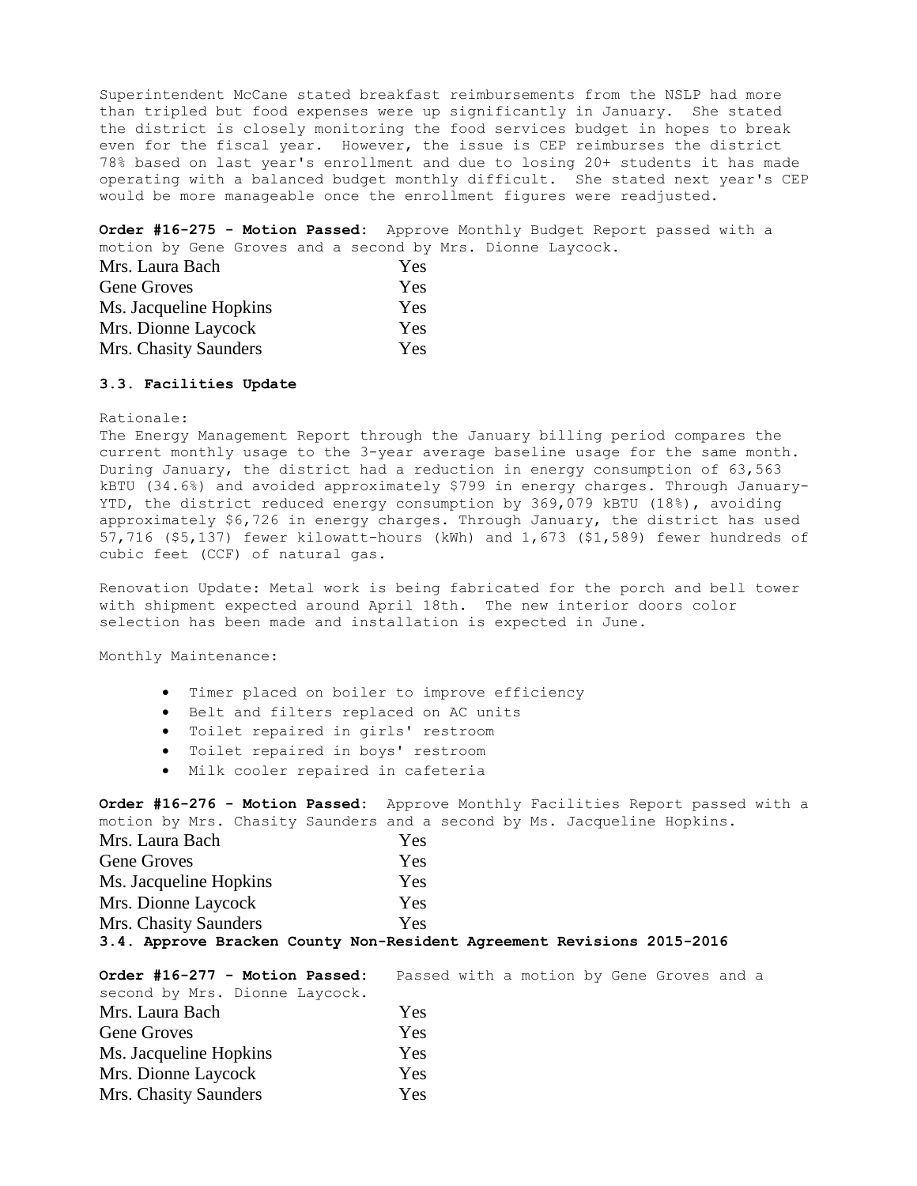Superintendent McCane stated breakfast reimbursements from the NSLP had more than tripled but food expenses were up significantly in January. She stated the district is closely monitoring the food services budget in hopes to break even for the fiscal year. However, the issue is CEP reimburses the district 78% based on last year's enrollment and due to losing 20+ students it has made operating with a balanced budget monthly difficult. She stated next year's CEP would be more manageable once the enrollment figures were readjusted.

**Order #16-275 - Motion Passed:** Approve Monthly Budget Report passed with a motion by Gene Groves and a second by Mrs. Dionne Laycock.

| | |
|---|---|
| Mrs. Laura Bach | Yes |
| Gene Groves | Yes |
| Ms. Jacqueline Hopkins | Yes |
| Mrs. Dionne Laycock | Yes |
| Mrs. Chasity Saunders | Yes |

**3.3. Facilities Update**

Rationale:
The Energy Management Report through the January billing period compares the current monthly usage to the 3-year average baseline usage for the same month. During January, the district had a reduction in energy consumption of 63,563 kBTU (34.6%) and avoided approximately $799 in energy charges. Through January-YTD, the district reduced energy consumption by 369,079 kBTU (18%), avoiding approximately $6,726 in energy charges. Through January, the district has used 57,716 ($5,137) fewer kilowatt-hours (kWh) and 1,673 ($1,589) fewer hundreds of cubic feet (CCF) of natural gas.

Renovation Update: Metal work is being fabricated for the porch and bell tower with shipment expected around April 18th. The new interior doors color selection has been made and installation is expected in June.

Monthly Maintenance:

- Timer placed on boiler to improve efficiency
- Belt and filters replaced on AC units
- Toilet repaired in girls' restroom
- Toilet repaired in boys' restroom
- Milk cooler repaired in cafeteria

**Order #16-276 - Motion Passed:** Approve Monthly Facilities Report passed with a motion by Mrs. Chasity Saunders and a second by Ms. Jacqueline Hopkins.

| | |
|---|---|
| Mrs. Laura Bach | Yes |
| Gene Groves | Yes |
| Ms. Jacqueline Hopkins | Yes |
| Mrs. Dionne Laycock | Yes |
| Mrs. Chasity Saunders | Yes |

**3.4. Approve Bracken County Non-Resident Agreement Revisions 2015-2016**

**Order #16-277 - Motion Passed:** Passed with a motion by Gene Groves and a second by Mrs. Dionne Laycock.

| | |
|---|---|
| Mrs. Laura Bach | Yes |
| Gene Groves | Yes |
| Ms. Jacqueline Hopkins | Yes |
| Mrs. Dionne Laycock | Yes |
| Mrs. Chasity Saunders | Yes |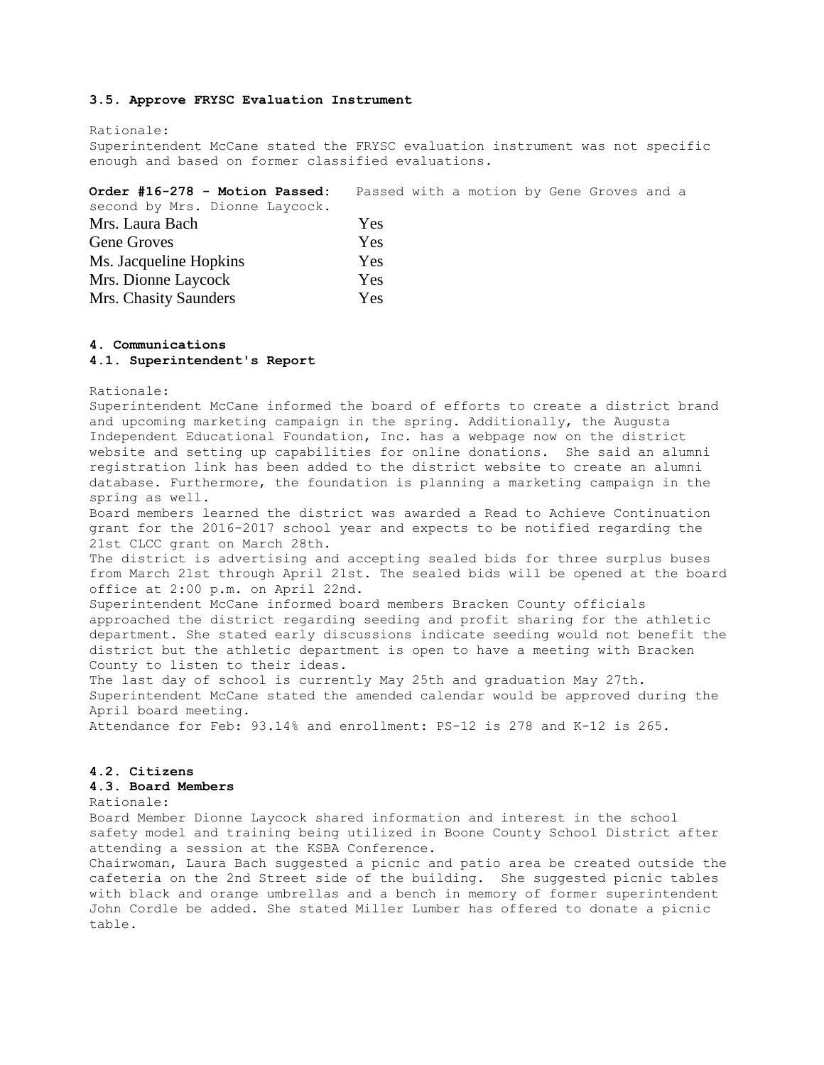### 3.5. Approve FRYSC Evaluation Instrument

Rationale:
Superintendent McCane stated the FRYSC evaluation instrument was not specific enough and based on former classified evaluations.

**Order #16-278 - Motion Passed:** Passed with a motion by Gene Groves and a second by Mrs. Dionne Laycock.

| | |
|---|---|
| Mrs. Laura Bach | Yes |
| Gene Groves | Yes |
| Ms. Jacqueline Hopkins | Yes |
| Mrs. Dionne Laycock | Yes |
| Mrs. Chasity Saunders | Yes |

## 4. Communications

### 4.1. Superintendent's Report

Rationale:
Superintendent McCane informed the board of efforts to create a district brand and upcoming marketing campaign in the spring. Additionally, the Augusta Independent Educational Foundation, Inc. has a webpage now on the district website and setting up capabilities for online donations. She said an alumni registration link has been added to the district website to create an alumni database. Furthermore, the foundation is planning a marketing campaign in the spring as well.
Board members learned the district was awarded a Read to Achieve Continuation grant for the 2016-2017 school year and expects to be notified regarding the 21st CLCC grant on March 28th.
The district is advertising and accepting sealed bids for three surplus buses from March 21st through April 21st. The sealed bids will be opened at the board office at 2:00 p.m. on April 22nd.
Superintendent McCane informed board members Bracken County officials approached the district regarding seeding and profit sharing for the athletic department. She stated early discussions indicate seeding would not benefit the district but the athletic department is open to have a meeting with Bracken County to listen to their ideas.
The last day of school is currently May 25th and graduation May 27th. Superintendent McCane stated the amended calendar would be approved during the April board meeting.
Attendance for Feb: 93.14% and enrollment: PS-12 is 278 and K-12 is 265.

### 4.2. Citizens

### 4.3. Board Members

Rationale:
Board Member Dionne Laycock shared information and interest in the school safety model and training being utilized in Boone County School District after attending a session at the KSBA Conference.
Chairwoman, Laura Bach suggested a picnic and patio area be created outside the cafeteria on the 2nd Street side of the building. She suggested picnic tables with black and orange umbrellas and a bench in memory of former superintendent John Cordle be added. She stated Miller Lumber has offered to donate a picnic table.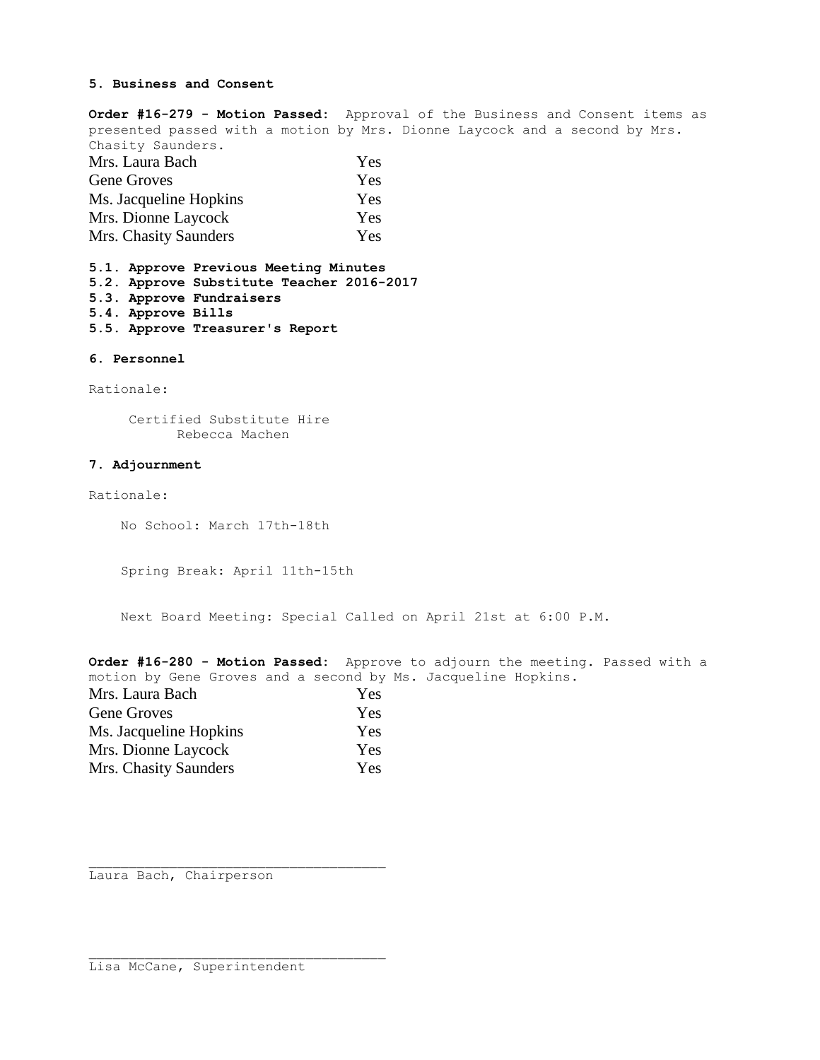**5. Business and Consent**

**Order #16-279 - Motion Passed:** Approval of the Business and Consent items as presented passed with a motion by Mrs. Dionne Laycock and a second by Mrs. Chasity Saunders.

| | |
|---|---|
| Mrs. Laura Bach | Yes |
| Gene Groves | Yes |
| Ms. Jacqueline Hopkins | Yes |
| Mrs. Dionne Laycock | Yes |
| Mrs. Chasity Saunders | Yes |

**5.1. Approve Previous Meeting Minutes**
**5.2. Approve Substitute Teacher 2016-2017**
**5.3. Approve Fundraisers**
**5.4. Approve Bills**
**5.5. Approve Treasurer's Report**

**6. Personnel**

Rationale:

Certified Substitute Hire
Rebecca Machen

**7. Adjournment**

Rationale:

No School: March 17th-18th

Spring Break: April 11th-15th

Next Board Meeting: Special Called on April 21st at 6:00 P.M.

**Order #16-280 - Motion Passed:** Approve to adjourn the meeting. Passed with a motion by Gene Groves and a second by Ms. Jacqueline Hopkins.

| | |
|---|---|
| Mrs. Laura Bach | Yes |
| Gene Groves | Yes |
| Ms. Jacqueline Hopkins | Yes |
| Mrs. Dionne Laycock | Yes |
| Mrs. Chasity Saunders | Yes |

\_\_\_\_\_\_\_\_\_\_\_\_\_\_\_\_\_\_\_\_\_\_\_\_\_\_\_\_\_\_\_\_\_\_\_\_\_
Laura Bach, Chairperson

\_\_\_\_\_\_\_\_\_\_\_\_\_\_\_\_\_\_\_\_\_\_\_\_\_\_\_\_\_\_\_\_\_\_\_\_\_
Lisa McCane, Superintendent